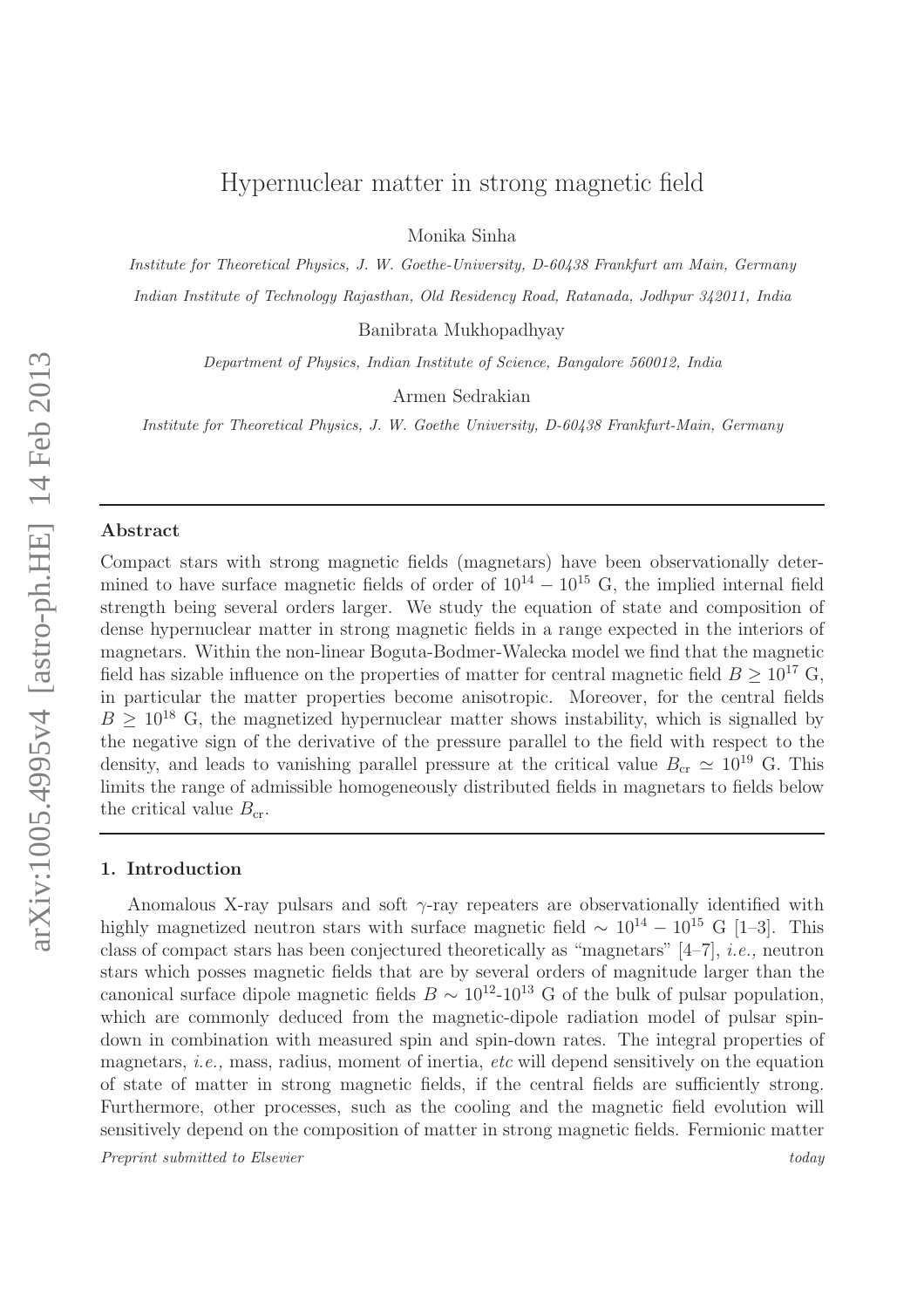# Hypernuclear matter in strong magnetic field

Monika Sinha

*Institute for Theoretical Physics, J. W. Goethe-University, D-60438 Frankfurt am Main, Germany*

*Indian Institute of Technology Rajasthan, Old Residency Road, Ratanada, Jodhpur 342011, India*

Banibrata Mukhopadhyay

*Department of Physics, Indian Institute of Science, Bangalore 560012, India*

Armen Sedrakian

*Institute for Theoretical Physics, J. W. Goethe University, D-60438 Frankfurt-Main, Germany*

---

## Abstract

Compact stars with strong magnetic fields (magnetars) have been observationally determined to have surface magnetic fields of order of $10^{14} - 10^{15}$ G, the implied internal field strength being several orders larger. We study the equation of state and composition of dense hypernuclear matter in strong magnetic fields in a range expected in the interiors of magnetars. Within the non-linear Boguta-Bodmer-Walecka model we find that the magnetic field has sizable influence on the properties of matter for central magnetic field $B \geq 10^{17}$ G, in particular the matter properties become anisotropic. Moreover, for the central fields $B \geq 10^{18}$ G, the magnetized hypernuclear matter shows instability, which is signalled by the negative sign of the derivative of the pressure parallel to the field with respect to the density, and leads to vanishing parallel pressure at the critical value $B_{\rm cr} \simeq 10^{19}$ G. This limits the range of admissible homogeneously distributed fields in magnetars to fields below the critical value $B_{\rm cr}$.

---

## 1. Introduction

Anomalous X-ray pulsars and soft $\gamma$-ray repeaters are observationally identified with highly magnetized neutron stars with surface magnetic field $\sim 10^{14} - 10^{15}$ G [1–3]. This class of compact stars has been conjectured theoretically as "magnetars" [4–7], *i.e.,* neutron stars which posses magnetic fields that are by several orders of magnitude larger than the canonical surface dipole magnetic fields $B \sim 10^{12}$-$10^{13}$ G of the bulk of pulsar population, which are commonly deduced from the magnetic-dipole radiation model of pulsar spin-down in combination with measured spin and spin-down rates. The integral properties of magnetars, *i.e.,* mass, radius, moment of inertia, *etc* will depend sensitively on the equation of state of matter in strong magnetic fields, if the central fields are sufficiently strong. Furthermore, other processes, such as the cooling and the magnetic field evolution will sensitively depend on the composition of matter in strong magnetic fields. Fermionic matter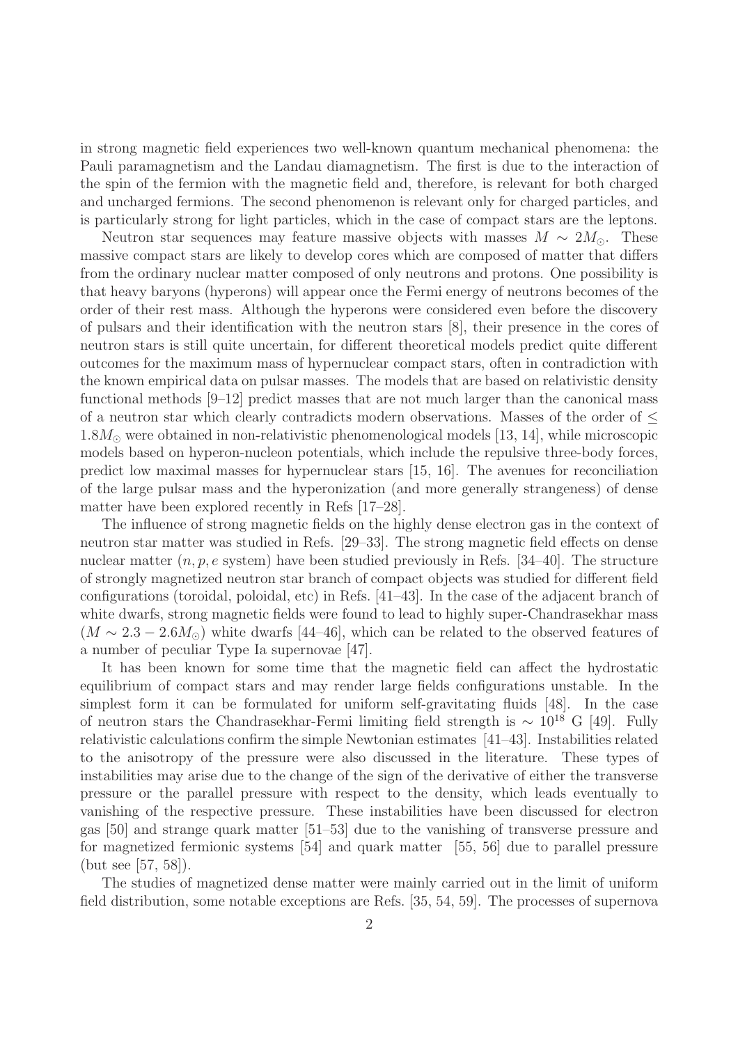in strong magnetic field experiences two well-known quantum mechanical phenomena: the Pauli paramagnetism and the Landau diamagnetism. The first is due to the interaction of the spin of the fermion with the magnetic field and, therefore, is relevant for both charged and uncharged fermions. The second phenomenon is relevant only for charged particles, and is particularly strong for light particles, which in the case of compact stars are the leptons.

Neutron star sequences may feature massive objects with masses $M \sim 2M_{\odot}$. These massive compact stars are likely to develop cores which are composed of matter that differs from the ordinary nuclear matter composed of only neutrons and protons. One possibility is that heavy baryons (hyperons) will appear once the Fermi energy of neutrons becomes of the order of their rest mass. Although the hyperons were considered even before the discovery of pulsars and their identification with the neutron stars [8], their presence in the cores of neutron stars is still quite uncertain, for different theoretical models predict quite different outcomes for the maximum mass of hypernuclear compact stars, often in contradiction with the known empirical data on pulsar masses. The models that are based on relativistic density functional methods [9–12] predict masses that are not much larger than the canonical mass of a neutron star which clearly contradicts modern observations. Masses of the order of $\leq 1.8M_{\odot}$ were obtained in non-relativistic phenomenological models [13, 14], while microscopic models based on hyperon-nucleon potentials, which include the repulsive three-body forces, predict low maximal masses for hypernuclear stars [15, 16]. The avenues for reconciliation of the large pulsar mass and the hyperonization (and more generally strangeness) of dense matter have been explored recently in Refs [17–28].

The influence of strong magnetic fields on the highly dense electron gas in the context of neutron star matter was studied in Refs. [29–33]. The strong magnetic field effects on dense nuclear matter ($n, p, e$ system) have been studied previously in Refs. [34–40]. The structure of strongly magnetized neutron star branch of compact objects was studied for different field configurations (toroidal, poloidal, etc) in Refs. [41–43]. In the case of the adjacent branch of white dwarfs, strong magnetic fields were found to lead to highly super-Chandrasekhar mass ($M \sim 2.3 - 2.6M_{\odot}$) white dwarfs [44–46], which can be related to the observed features of a number of peculiar Type Ia supernovae [47].

It has been known for some time that the magnetic field can affect the hydrostatic equilibrium of compact stars and may render large fields configurations unstable. In the simplest form it can be formulated for uniform self-gravitating fluids [48]. In the case of neutron stars the Chandrasekhar-Fermi limiting field strength is $\sim 10^{18}$ G [49]. Fully relativistic calculations confirm the simple Newtonian estimates [41–43]. Instabilities related to the anisotropy of the pressure were also discussed in the literature. These types of instabilities may arise due to the change of the sign of the derivative of either the transverse pressure or the parallel pressure with respect to the density, which leads eventually to vanishing of the respective pressure. These instabilities have been discussed for electron gas [50] and strange quark matter [51–53] due to the vanishing of transverse pressure and for magnetized fermionic systems [54] and quark matter [55, 56] due to parallel pressure (but see [57, 58]).

The studies of magnetized dense matter were mainly carried out in the limit of uniform field distribution, some notable exceptions are Refs. [35, 54, 59]. The processes of supernova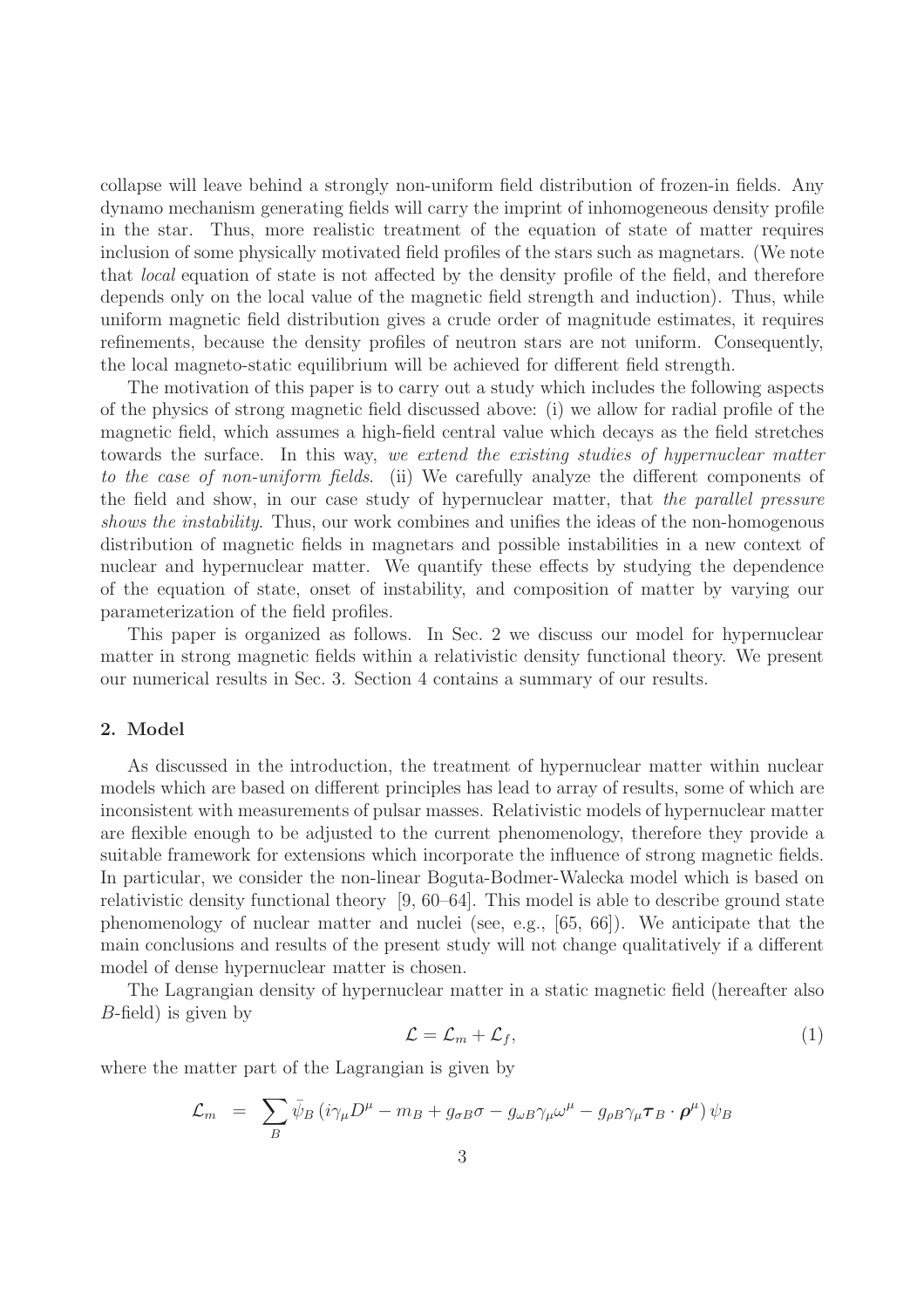collapse will leave behind a strongly non-uniform field distribution of frozen-in fields. Any dynamo mechanism generating fields will carry the imprint of inhomogeneous density profile in the star. Thus, more realistic treatment of the equation of state of matter requires inclusion of some physically motivated field profiles of the stars such as magnetars. (We note that *local* equation of state is not affected by the density profile of the field, and therefore depends only on the local value of the magnetic field strength and induction). Thus, while uniform magnetic field distribution gives a crude order of magnitude estimates, it requires refinements, because the density profiles of neutron stars are not uniform. Consequently, the local magneto-static equilibrium will be achieved for different field strength.

The motivation of this paper is to carry out a study which includes the following aspects of the physics of strong magnetic field discussed above: (i) we allow for radial profile of the magnetic field, which assumes a high-field central value which decays as the field stretches towards the surface. In this way, *we extend the existing studies of hypernuclear matter to the case of non-uniform fields*. (ii) We carefully analyze the different components of the field and show, in our case study of hypernuclear matter, that *the parallel pressure shows the instability*. Thus, our work combines and unifies the ideas of the non-homogenous distribution of magnetic fields in magnetars and possible instabilities in a new context of nuclear and hypernuclear matter. We quantify these effects by studying the dependence of the equation of state, onset of instability, and composition of matter by varying our parameterization of the field profiles.

This paper is organized as follows. In Sec. 2 we discuss our model for hypernuclear matter in strong magnetic fields within a relativistic density functional theory. We present our numerical results in Sec. 3. Section 4 contains a summary of our results.

## 2. Model

As discussed in the introduction, the treatment of hypernuclear matter within nuclear models which are based on different principles has lead to array of results, some of which are inconsistent with measurements of pulsar masses. Relativistic models of hypernuclear matter are flexible enough to be adjusted to the current phenomenology, therefore they provide a suitable framework for extensions which incorporate the influence of strong magnetic fields. In particular, we consider the non-linear Boguta-Bodmer-Walecka model which is based on relativistic density functional theory [9, 60–64]. This model is able to describe ground state phenomenology of nuclear matter and nuclei (see, e.g., [65, 66]). We anticipate that the main conclusions and results of the present study will not change qualitatively if a different model of dense hypernuclear matter is chosen.

The Lagrangian density of hypernuclear matter in a static magnetic field (hereafter also $B$-field) is given by

$$\mathcal{L} = \mathcal{L}_m + \mathcal{L}_f, \tag{1}$$

where the matter part of the Lagrangian is given by

$$\mathcal{L}_m = \sum_B \bar{\psi}_B \left( i\gamma_\mu D^\mu - m_B + g_{\sigma B}\sigma - g_{\omega B}\gamma_\mu \omega^\mu - g_{\rho B}\gamma_\mu \boldsymbol{\tau}_B \cdot \boldsymbol{\rho}^\mu \right) \psi_B$$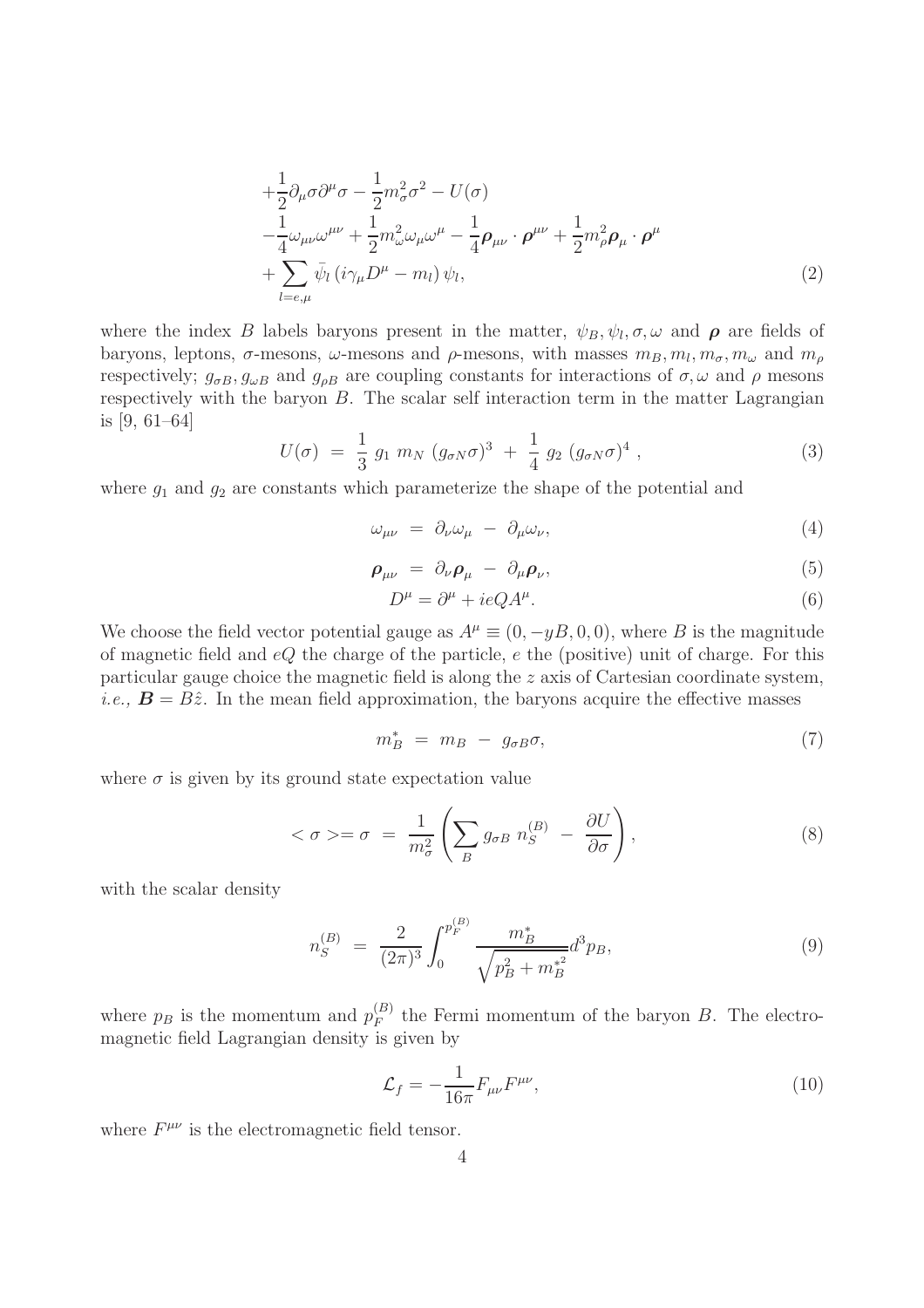$$
\begin{aligned}
&+\frac{1}{2}\partial_\mu \sigma \partial^\mu \sigma - \frac{1}{2} m_\sigma^2 \sigma^2 - U(\sigma) \\
&-\frac{1}{4}\omega_{\mu\nu}\omega^{\mu\nu} + \frac{1}{2} m_\omega^2 \omega_\mu \omega^\mu - \frac{1}{4}\boldsymbol{\rho}_{\mu\nu} \cdot \boldsymbol{\rho}^{\mu\nu} + \frac{1}{2} m_\rho^2 \boldsymbol{\rho}_\mu \cdot \boldsymbol{\rho}^\mu \\
&+ \sum_{l=e,\mu} \bar{\psi}_l \left( i\gamma_\mu D^\mu - m_l \right) \psi_l,
\end{aligned}
\tag{2}
$$

where the index $B$ labels baryons present in the matter, $\psi_B, \psi_l, \sigma, \omega$ and $\boldsymbol{\rho}$ are fields of baryons, leptons, $\sigma$-mesons, $\omega$-mesons and $\rho$-mesons, with masses $m_B, m_l, m_\sigma, m_\omega$ and $m_\rho$ respectively; $g_{\sigma B}, g_{\omega B}$ and $g_{\rho B}$ are coupling constants for interactions of $\sigma, \omega$ and $\rho$ mesons respectively with the baryon $B$. The scalar self interaction term in the matter Lagrangian is [9, 61–64]

$$
U(\sigma) \;=\; \frac{1}{3}\; g_1 \; m_N \; (g_{\sigma N}\sigma)^3 \;+\; \frac{1}{4}\; g_2 \; (g_{\sigma N}\sigma)^4 \;, \tag{3}
$$

where $g_1$ and $g_2$ are constants which parameterize the shape of the potential and

$$
\omega_{\mu\nu} \;=\; \partial_\nu \omega_\mu \;-\; \partial_\mu \omega_\nu, \tag{4}
$$

$$
\boldsymbol{\rho}_{\mu\nu} \;=\; \partial_\nu \boldsymbol{\rho}_\mu \;-\; \partial_\mu \boldsymbol{\rho}_\nu, \tag{5}
$$

$$
D^\mu = \partial^\mu + ieQA^\mu. \tag{6}
$$

We choose the field vector potential gauge as $A^\mu \equiv (0, -yB, 0, 0)$, where $B$ is the magnitude of magnetic field and $eQ$ the charge of the particle, $e$ the (positive) unit of charge. For this particular gauge choice the magnetic field is along the $z$ axis of Cartesian coordinate system, *i.e.,* $\boldsymbol{B} = B\hat{z}$. In the mean field approximation, the baryons acquire the effective masses

$$
m_B^* \;=\; m_B \;-\; g_{\sigma B}\sigma, \tag{7}
$$

where $\sigma$ is given by its ground state expectation value

$$
<\sigma>= \sigma \;=\; \frac{1}{m_\sigma^2}\left( \sum_B g_{\sigma B}\; n_S^{(B)} \;-\; \frac{\partial U}{\partial \sigma} \right), \tag{8}
$$

with the scalar density

$$
n_S^{(B)} \;=\; \frac{2}{(2\pi)^3} \int_0^{p_F^{(B)}} \frac{m_B^*}{\sqrt{p_B^2 + m_B^{*2}}} d^3 p_B, \tag{9}
$$

where $p_B$ is the momentum and $p_F^{(B)}$ the Fermi momentum of the baryon $B$. The electromagnetic field Lagrangian density is given by

$$
\mathcal{L}_f = -\frac{1}{16\pi} F_{\mu\nu} F^{\mu\nu}, \tag{10}
$$

where $F^{\mu\nu}$ is the electromagnetic field tensor.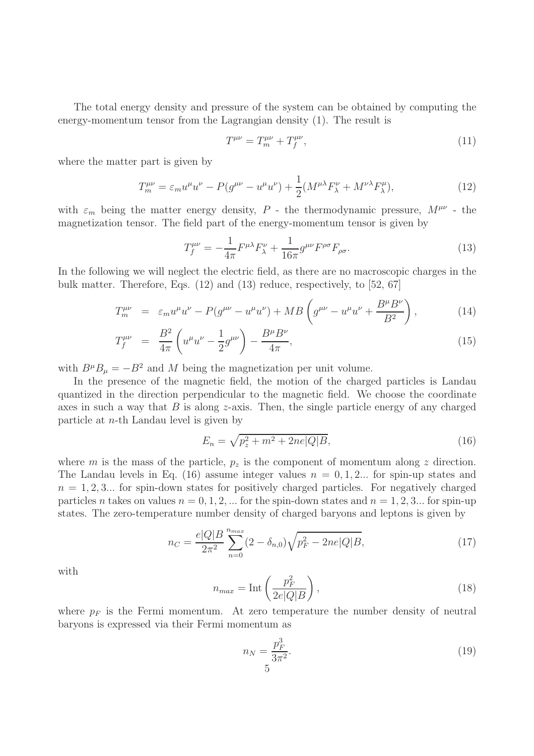The total energy density and pressure of the system can be obtained by computing the energy-momentum tensor from the Lagrangian density (1). The result is

$$T^{\mu\nu} = T_m^{\mu\nu} + T_f^{\mu\nu}, \tag{11}$$

where the matter part is given by

$$T_m^{\mu\nu} = \varepsilon_m u^\mu u^\nu - P(g^{\mu\nu} - u^\mu u^\nu) + \frac{1}{2}(M^{\mu\lambda}F_\lambda^\nu + M^{\nu\lambda}F_\lambda^\mu), \tag{12}$$

with $\varepsilon_m$ being the matter energy density, $P$ - the thermodynamic pressure, $M^{\mu\nu}$ - the magnetization tensor. The field part of the energy-momentum tensor is given by

$$T_f^{\mu\nu} = -\frac{1}{4\pi}F^{\mu\lambda}F_\lambda^\nu + \frac{1}{16\pi}g^{\mu\nu}F^{\rho\sigma}F_{\rho\sigma}. \tag{13}$$

In the following we will neglect the electric field, as there are no macroscopic charges in the bulk matter. Therefore, Eqs. (12) and (13) reduce, respectively, to [52, 67]

$$T_m^{\mu\nu} = \varepsilon_m u^\mu u^\nu - P(g^{\mu\nu} - u^\mu u^\nu) + MB\left(g^{\mu\nu} - u^\mu u^\nu + \frac{B^\mu B^\nu}{B^2}\right), \tag{14}$$

$$T_f^{\mu\nu} = \frac{B^2}{4\pi}\left(u^\mu u^\nu - \frac{1}{2}g^{\mu\nu}\right) - \frac{B^\mu B^\nu}{4\pi}, \tag{15}$$

with $B^\mu B_\mu = -B^2$ and $M$ being the magnetization per unit volume.

In the presence of the magnetic field, the motion of the charged particles is Landau quantized in the direction perpendicular to the magnetic field. We choose the coordinate axes in such a way that $B$ is along $z$-axis. Then, the single particle energy of any charged particle at $n$-th Landau level is given by

$$E_n = \sqrt{p_z^2 + m^2 + 2ne|Q|B}, \tag{16}$$

where $m$ is the mass of the particle, $p_z$ is the component of momentum along $z$ direction. The Landau levels in Eq. (16) assume integer values $n = 0, 1, 2...$ for spin-up states and $n = 1, 2, 3...$ for spin-down states for positively charged particles. For negatively charged particles $n$ takes on values $n = 0, 1, 2, ...$ for the spin-down states and $n = 1, 2, 3...$ for spin-up states. The zero-temperature number density of charged baryons and leptons is given by

$$n_C = \frac{e|Q|B}{2\pi^2}\sum_{n=0}^{n_{max}}(2 - \delta_{n,0})\sqrt{p_F^2 - 2ne|Q|B}, \tag{17}$$

with

$$n_{max} = \mathrm{Int}\left(\frac{p_F^2}{2e|Q|B}\right), \tag{18}$$

where $p_F$ is the Fermi momentum. At zero temperature the number density of neutral baryons is expressed via their Fermi momentum as

$$n_N = \frac{p_F^3}{3\pi^2}. \tag{19}$$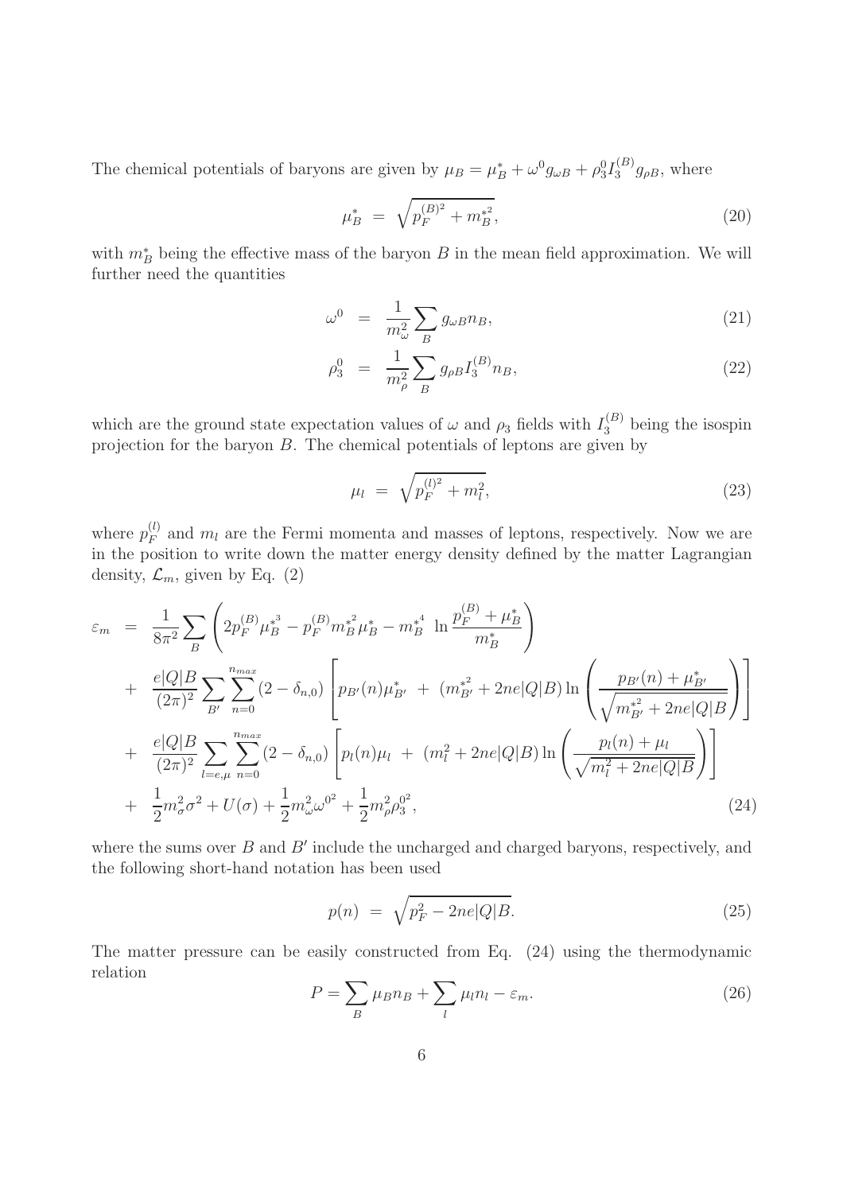The chemical potentials of baryons are given by $\mu_B = \mu_B^* + \omega^0 g_{\omega B} + \rho_3^0 I_3^{(B)} g_{\rho B}$, where

$$\mu_B^* = \sqrt{p_F^{(B)^2} + m_B^{*^2}}, \tag{20}$$

with $m_B^*$ being the effective mass of the baryon $B$ in the mean field approximation. We will further need the quantities

$$\omega^0 = \frac{1}{m_\omega^2} \sum_B g_{\omega B} n_B, \tag{21}$$

$$\rho_3^0 = \frac{1}{m_\rho^2} \sum_B g_{\rho B} I_3^{(B)} n_B, \tag{22}$$

which are the ground state expectation values of $\omega$ and $\rho_3$ fields with $I_3^{(B)}$ being the isospin projection for the baryon $B$. The chemical potentials of leptons are given by

$$\mu_l = \sqrt{p_F^{(l)^2} + m_l^2}, \tag{23}$$

where $p_F^{(l)}$ and $m_l$ are the Fermi momenta and masses of leptons, respectively. Now we are in the position to write down the matter energy density defined by the matter Lagrangian density, $\mathcal{L}_m$, given by Eq. (2)

$$\begin{aligned}
\varepsilon_m &= \frac{1}{8\pi^2} \sum_B \left( 2 p_F^{(B)} \mu_B^{*^3} - p_F^{(B)} m_B^{*^2} \mu_B^* - m_B^{*^4} \ \ln \frac{p_F^{(B)} + \mu_B^*}{m_B^*} \right) \\
&+ \frac{e|Q|B}{(2\pi)^2} \sum_{B'} \sum_{n=0}^{n_{max}} (2 - \delta_{n,0}) \left[ p_{B'}(n) \mu_{B'}^* \ + \ (m_{B'}^{*^2} + 2ne|Q|B) \ln \left( \frac{p_{B'}(n) + \mu_{B'}^*}{\sqrt{m_{B'}^{*^2} + 2ne|Q|B}} \right) \right] \\
&+ \frac{e|Q|B}{(2\pi)^2} \sum_{l=e,\mu} \sum_{n=0}^{n_{max}} (2 - \delta_{n,0}) \left[ p_l(n) \mu_l \ + \ (m_l^2 + 2ne|Q|B) \ln \left( \frac{p_l(n) + \mu_l}{\sqrt{m_l^2 + 2ne|Q|B}} \right) \right] \\
&+ \frac{1}{2} m_\sigma^2 \sigma^2 + U(\sigma) + \frac{1}{2} m_\omega^2 \omega^{0^2} + \frac{1}{2} m_\rho^2 \rho_3^{0^2},
\end{aligned} \tag{24}$$

where the sums over $B$ and $B'$ include the uncharged and charged baryons, respectively, and the following short-hand notation has been used

$$p(n) = \sqrt{p_F^2 - 2ne|Q|B}. \tag{25}$$

The matter pressure can be easily constructed from Eq. (24) using the thermodynamic relation

$$P = \sum_B \mu_B n_B + \sum_l \mu_l n_l - \varepsilon_m. \tag{26}$$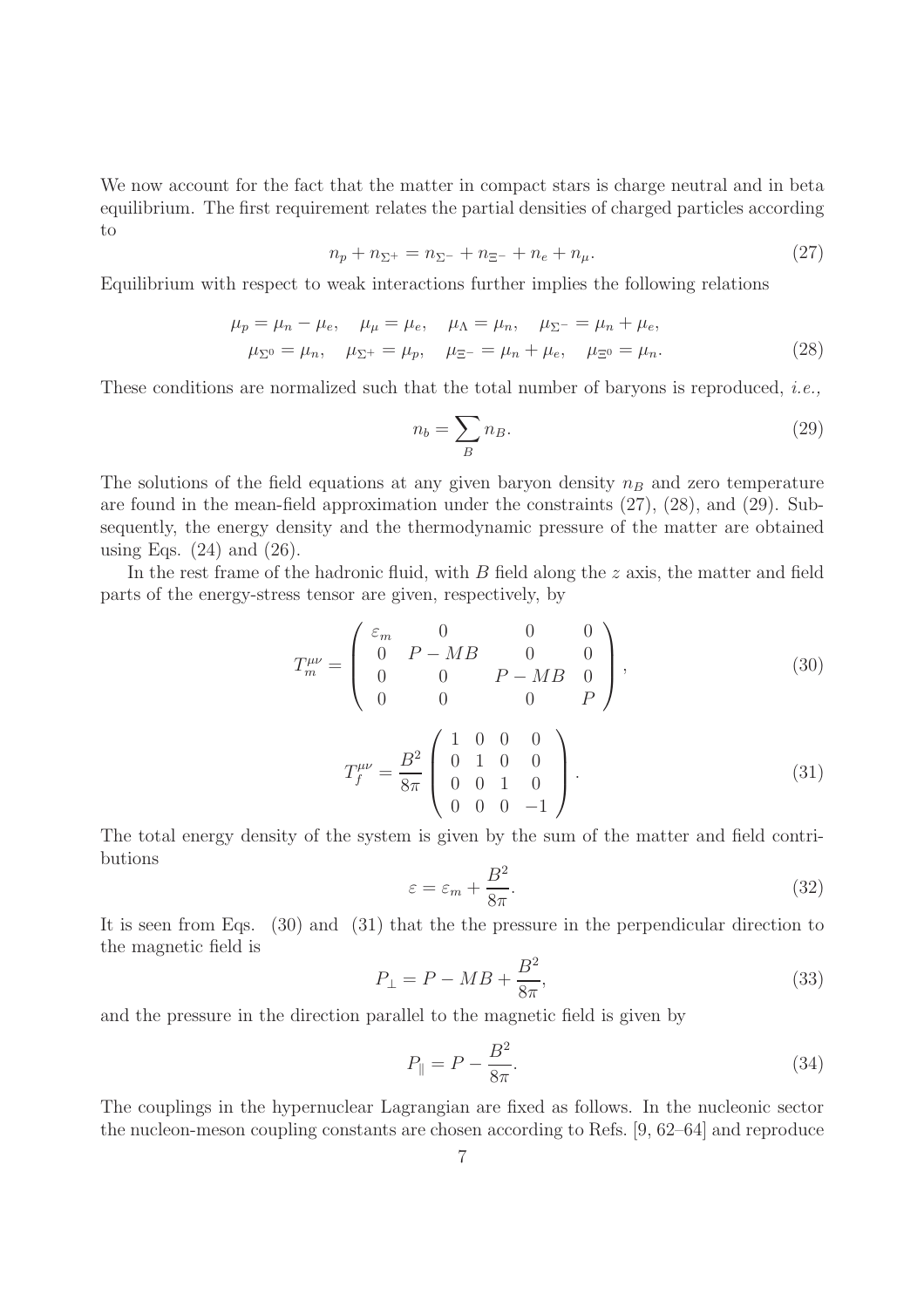We now account for the fact that the matter in compact stars is charge neutral and in beta equilibrium. The first requirement relates the partial densities of charged particles according to

$$n_p + n_{\Sigma^+} = n_{\Sigma^-} + n_{\Xi^-} + n_e + n_\mu. \tag{27}$$

Equilibrium with respect to weak interactions further implies the following relations

$$\begin{aligned}
\mu_p = \mu_n - \mu_e, \quad \mu_\mu = \mu_e, \quad \mu_\Lambda = \mu_n, \quad \mu_{\Sigma^-} = \mu_n + \mu_e, \\
\mu_{\Sigma^0} = \mu_n, \quad \mu_{\Sigma^+} = \mu_p, \quad \mu_{\Xi^-} = \mu_n + \mu_e, \quad \mu_{\Xi^0} = \mu_n.
\end{aligned} \tag{28}$$

These conditions are normalized such that the total number of baryons is reproduced, *i.e.,*

$$n_b = \sum_B n_B. \tag{29}$$

The solutions of the field equations at any given baryon density $n_B$ and zero temperature are found in the mean-field approximation under the constraints (27), (28), and (29). Subsequently, the energy density and the thermodynamic pressure of the matter are obtained using Eqs. (24) and (26).

In the rest frame of the hadronic fluid, with $B$ field along the $z$ axis, the matter and field parts of the energy-stress tensor are given, respectively, by

$$T_m^{\mu\nu} = \begin{pmatrix} \varepsilon_m & 0 & 0 & 0 \\ 0 & P - MB & 0 & 0 \\ 0 & 0 & P - MB & 0 \\ 0 & 0 & 0 & P \end{pmatrix}, \tag{30}$$

$$T_f^{\mu\nu} = \frac{B^2}{8\pi} \begin{pmatrix} 1 & 0 & 0 & 0 \\ 0 & 1 & 0 & 0 \\ 0 & 0 & 1 & 0 \\ 0 & 0 & 0 & -1 \end{pmatrix}. \tag{31}$$

The total energy density of the system is given by the sum of the matter and field contributions

$$\varepsilon = \varepsilon_m + \frac{B^2}{8\pi}. \tag{32}$$

It is seen from Eqs. (30) and (31) that the the pressure in the perpendicular direction to the magnetic field is

$$P_\perp = P - MB + \frac{B^2}{8\pi}, \tag{33}$$

and the pressure in the direction parallel to the magnetic field is given by

$$P_\parallel = P - \frac{B^2}{8\pi}. \tag{34}$$

The couplings in the hypernuclear Lagrangian are fixed as follows. In the nucleonic sector the nucleon-meson coupling constants are chosen according to Refs. [9, 62–64] and reproduce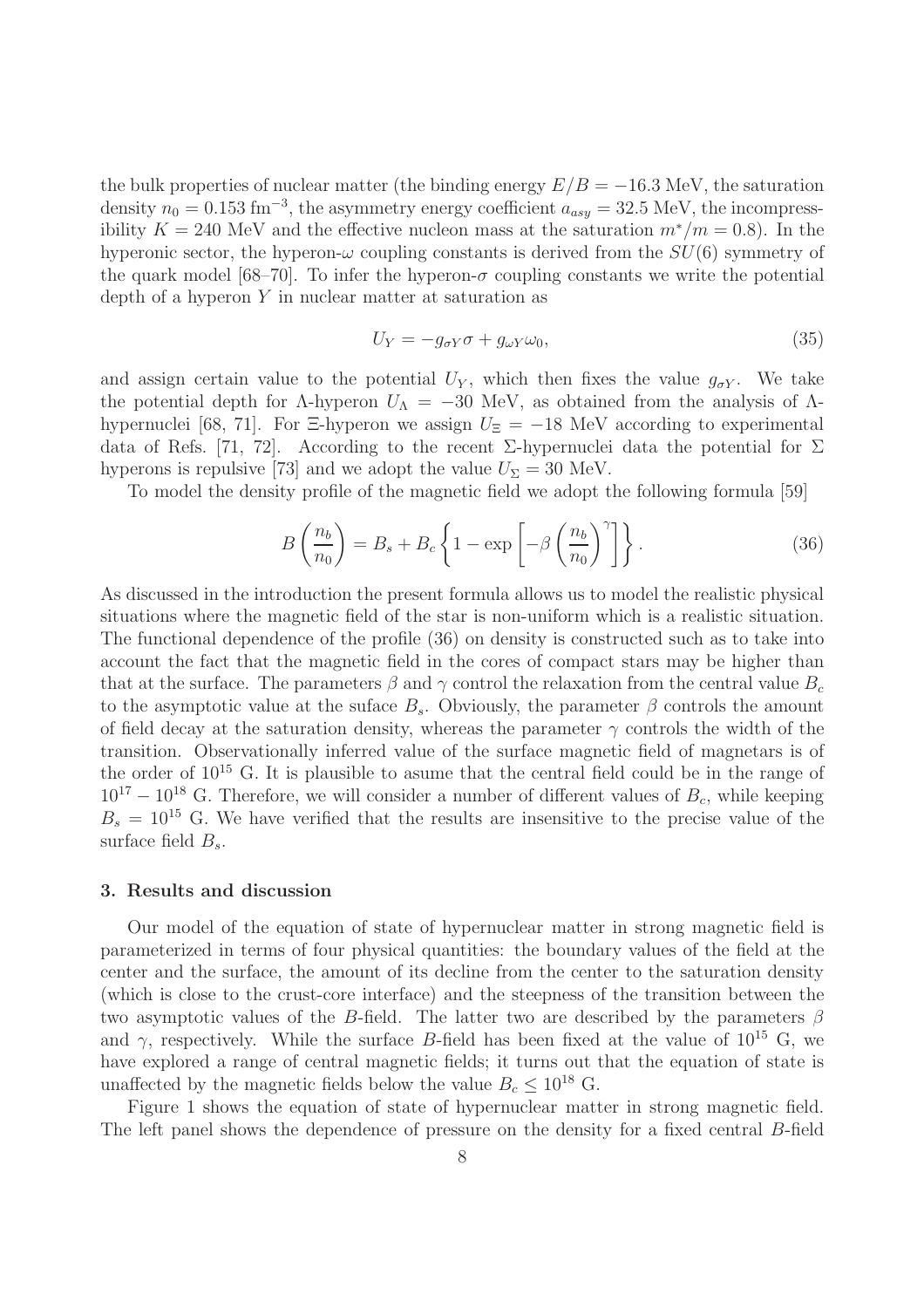the bulk properties of nuclear matter (the binding energy $E/B = -16.3$ MeV, the saturation density $n_0 = 0.153$ fm$^{-3}$, the asymmetry energy coefficient $a_{asy} = 32.5$ MeV, the incompressibility $K = 240$ MeV and the effective nucleon mass at the saturation $m^*/m = 0.8$). In the hyperonic sector, the hyperon-$\omega$ coupling constants is derived from the $SU(6)$ symmetry of the quark model [68–70]. To infer the hyperon-$\sigma$ coupling constants we write the potential depth of a hyperon $Y$ in nuclear matter at saturation as

$$U_Y = -g_{\sigma Y}\sigma + g_{\omega Y}\omega_0, \tag{35}$$

and assign certain value to the potential $U_Y$, which then fixes the value $g_{\sigma Y}$. We take the potential depth for $\Lambda$-hyperon $U_\Lambda = -30$ MeV, as obtained from the analysis of $\Lambda$-hypernuclei [68, 71]. For $\Xi$-hyperon we assign $U_\Xi = -18$ MeV according to experimental data of Refs. [71, 72]. According to the recent $\Sigma$-hypernuclei data the potential for $\Sigma$ hyperons is repulsive [73] and we adopt the value $U_\Sigma = 30$ MeV.

To model the density profile of the magnetic field we adopt the following formula [59]

$$B\left(\frac{n_b}{n_0}\right) = B_s + B_c\left\{1 - \exp\left[-\beta\left(\frac{n_b}{n_0}\right)^\gamma\right]\right\}. \tag{36}$$

As discussed in the introduction the present formula allows us to model the realistic physical situations where the magnetic field of the star is non-uniform which is a realistic situation. The functional dependence of the profile (36) on density is constructed such as to take into account the fact that the magnetic field in the cores of compact stars may be higher than that at the surface. The parameters $\beta$ and $\gamma$ control the relaxation from the central value $B_c$ to the asymptotic value at the suface $B_s$. Obviously, the parameter $\beta$ controls the amount of field decay at the saturation density, whereas the parameter $\gamma$ controls the width of the transition. Observationally inferred value of the surface magnetic field of magnetars is of the order of $10^{15}$ G. It is plausible to asume that the central field could be in the range of $10^{17} - 10^{18}$ G. Therefore, we will consider a number of different values of $B_c$, while keeping $B_s = 10^{15}$ G. We have verified that the results are insensitive to the precise value of the surface field $B_s$.

### 3. Results and discussion

Our model of the equation of state of hypernuclear matter in strong magnetic field is parameterized in terms of four physical quantities: the boundary values of the field at the center and the surface, the amount of its decline from the center to the saturation density (which is close to the crust-core interface) and the steepness of the transition between the two asymptotic values of the $B$-field. The latter two are described by the parameters $\beta$ and $\gamma$, respectively. While the surface $B$-field has been fixed at the value of $10^{15}$ G, we have explored a range of central magnetic fields; it turns out that the equation of state is unaffected by the magnetic fields below the value $B_c \leq 10^{18}$ G.

Figure 1 shows the equation of state of hypernuclear matter in strong magnetic field. The left panel shows the dependence of pressure on the density for a fixed central $B$-field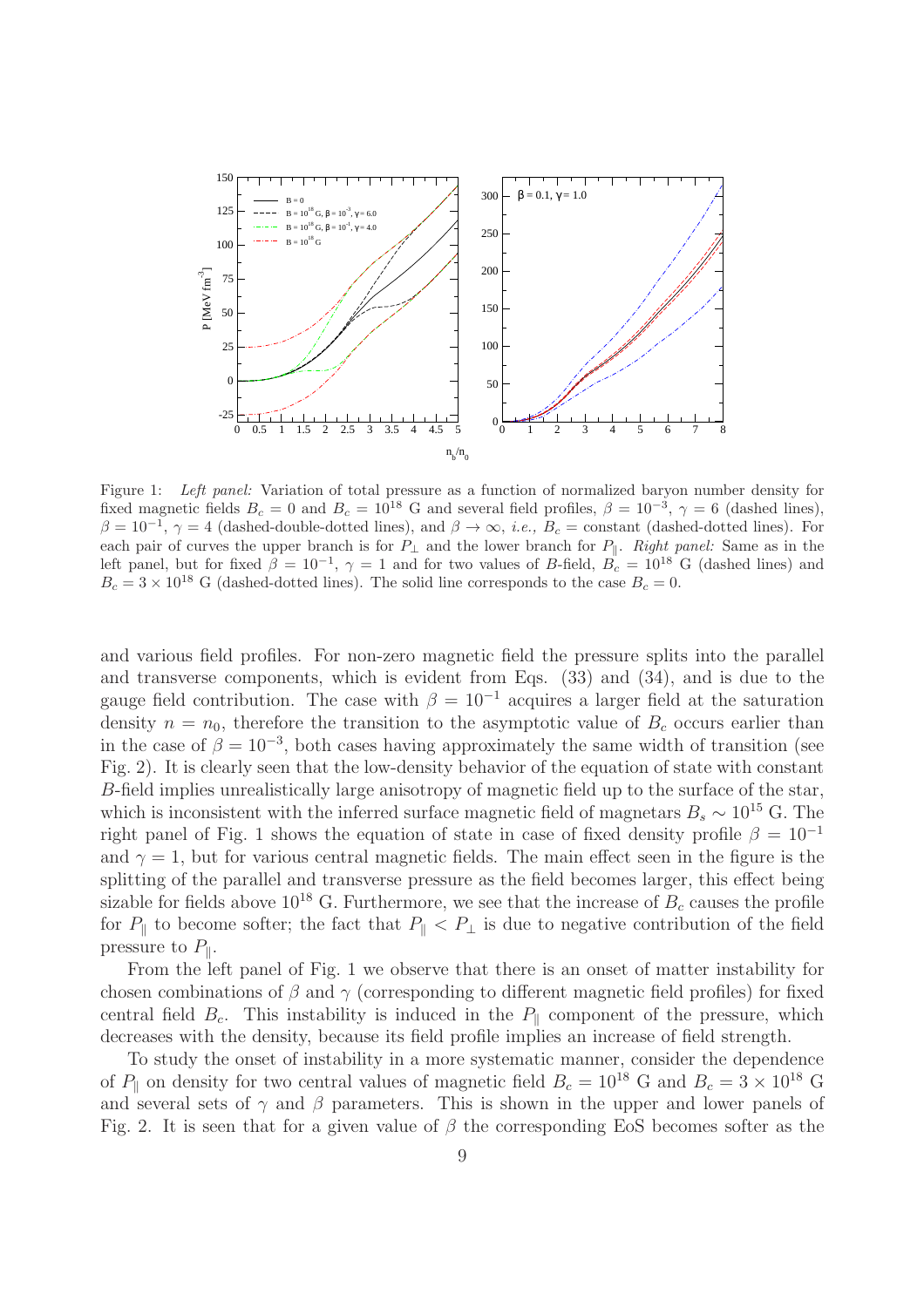Figure 1: *Left panel:* Variation of total pressure as a function of normalized baryon number density for fixed magnetic fields $B_c = 0$ and $B_c = 10^{18}$ G and several field profiles, $\beta = 10^{-3}$, $\gamma = 6$ (dashed lines), $\beta = 10^{-1}$, $\gamma = 4$ (dashed-double-dotted lines), and $\beta \to \infty$, *i.e.*, $B_c =$ constant (dashed-dotted lines). For each pair of curves the upper branch is for $P_\perp$ and the lower branch for $P_\parallel$. *Right panel:* Same as in the left panel, but for fixed $\beta = 10^{-1}$, $\gamma = 1$ and for two values of $B$-field, $B_c = 10^{18}$ G (dashed lines) and $B_c = 3 \times 10^{18}$ G (dashed-dotted lines). The solid line corresponds to the case $B_c = 0$.

and various field profiles. For non-zero magnetic field the pressure splits into the parallel and transverse components, which is evident from Eqs. (33) and (34), and is due to the gauge field contribution. The case with $\beta = 10^{-1}$ acquires a larger field at the saturation density $n = n_0$, therefore the transition to the asymptotic value of $B_c$ occurs earlier than in the case of $\beta = 10^{-3}$, both cases having approximately the same width of transition (see Fig. 2). It is clearly seen that the low-density behavior of the equation of state with constant $B$-field implies unrealistically large anisotropy of magnetic field up to the surface of the star, which is inconsistent with the inferred surface magnetic field of magnetars $B_s \sim 10^{15}$ G. The right panel of Fig. 1 shows the equation of state in case of fixed density profile $\beta = 10^{-1}$ and $\gamma = 1$, but for various central magnetic fields. The main effect seen in the figure is the splitting of the parallel and transverse pressure as the field becomes larger, this effect being sizable for fields above $10^{18}$ G. Furthermore, we see that the increase of $B_c$ causes the profile for $P_\parallel$ to become softer; the fact that $P_\parallel < P_\perp$ is due to negative contribution of the field pressure to $P_\parallel$.

From the left panel of Fig. 1 we observe that there is an onset of matter instability for chosen combinations of $\beta$ and $\gamma$ (corresponding to different magnetic field profiles) for fixed central field $B_c$. This instability is induced in the $P_\parallel$ component of the pressure, which decreases with the density, because its field profile implies an increase of field strength.

To study the onset of instability in a more systematic manner, consider the dependence of $P_\parallel$ on density for two central values of magnetic field $B_c = 10^{18}$ G and $B_c = 3 \times 10^{18}$ G and several sets of $\gamma$ and $\beta$ parameters. This is shown in the upper and lower panels of Fig. 2. It is seen that for a given value of $\beta$ the corresponding EoS becomes softer as the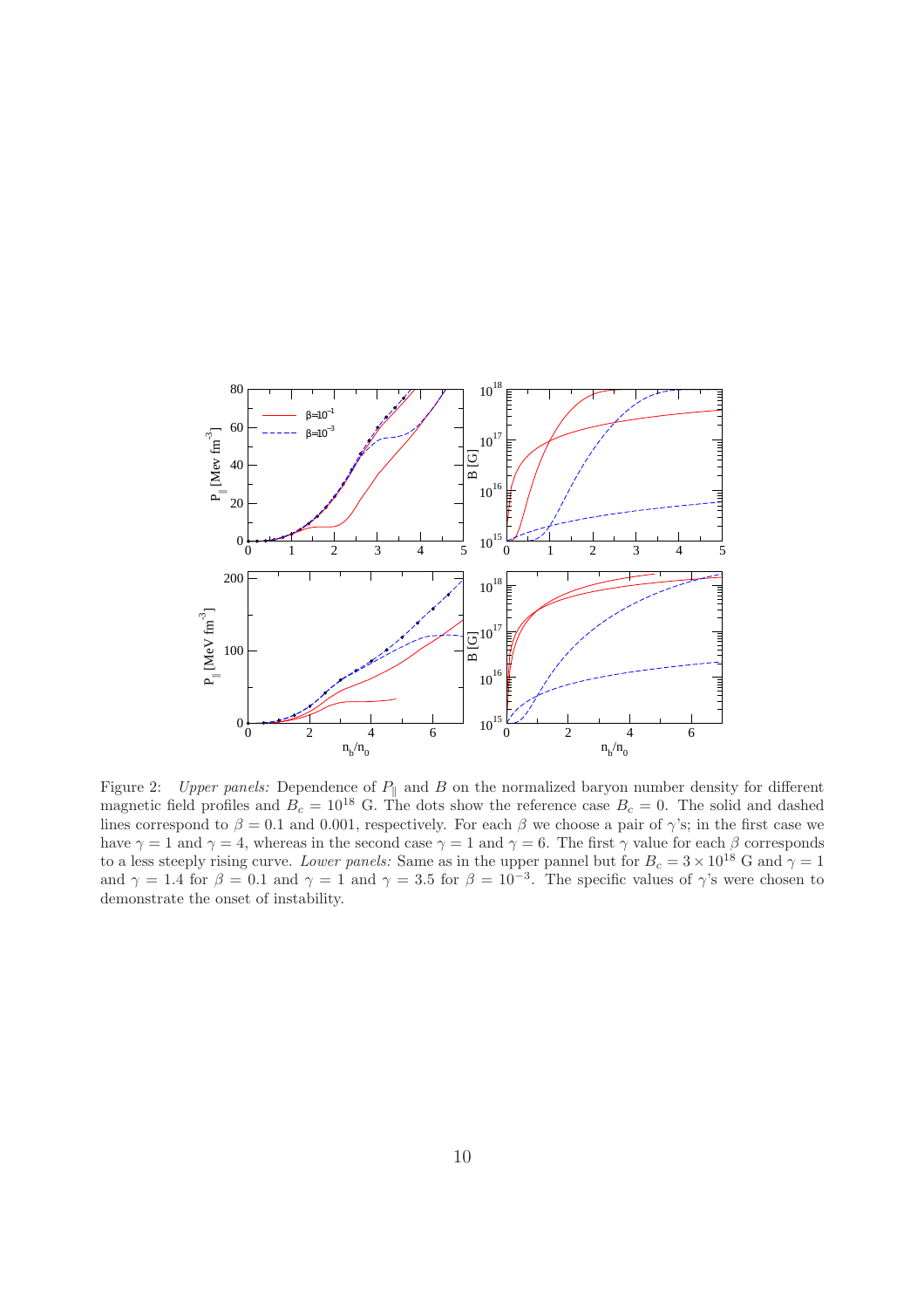Figure 2: *Upper panels:* Dependence of $P_\parallel$ and $B$ on the normalized baryon number density for different magnetic field profiles and $B_c = 10^{18}$ G. The dots show the reference case $B_c = 0$. The solid and dashed lines correspond to $\beta = 0.1$ and 0.001, respectively. For each $\beta$ we choose a pair of $\gamma$'s; in the first case we have $\gamma = 1$ and $\gamma = 4$, whereas in the second case $\gamma = 1$ and $\gamma = 6$. The first $\gamma$ value for each $\beta$ corresponds to a less steeply rising curve. *Lower panels:* Same as in the upper pannel but for $B_c = 3 \times 10^{18}$ G and $\gamma = 1$ and $\gamma = 1.4$ for $\beta = 0.1$ and $\gamma = 1$ and $\gamma = 3.5$ for $\beta = 10^{-3}$. The specific values of $\gamma$'s were chosen to demonstrate the onset of instability.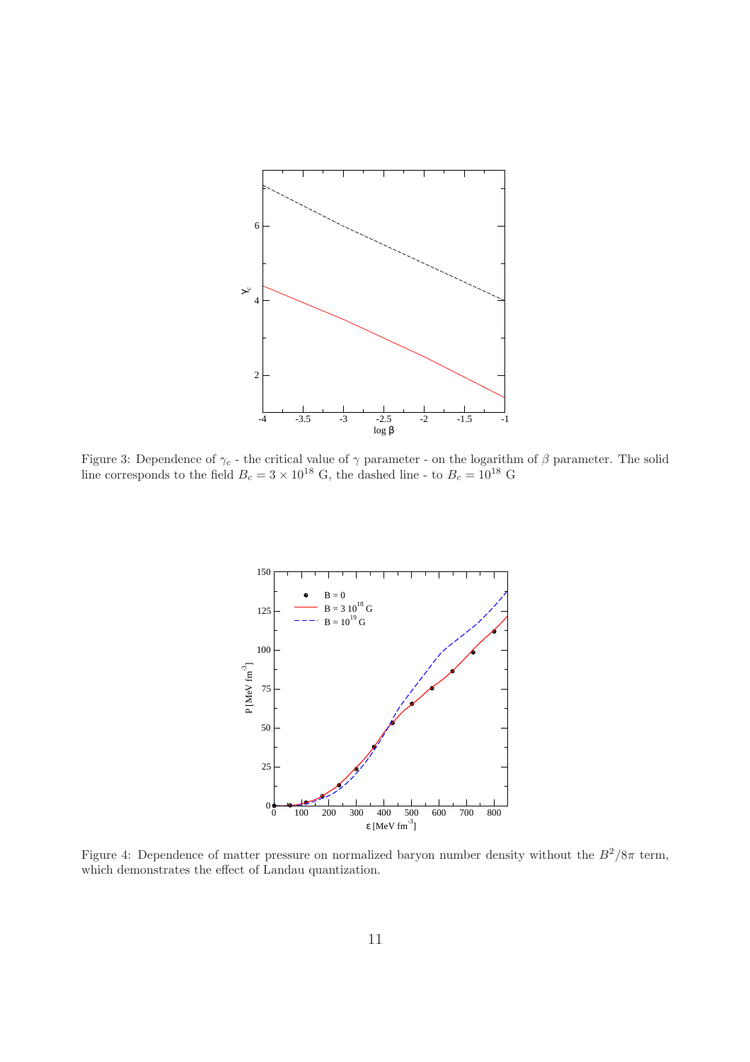Figure 3: Dependence of $\gamma_c$ - the critical value of $\gamma$ parameter - on the logarithm of $\beta$ parameter. The solid line corresponds to the field $B_c = 3 \times 10^{18}$ G, the dashed line - to $B_c = 10^{18}$ G

Figure 4: Dependence of matter pressure on normalized baryon number density without the $B^2/8\pi$ term, which demonstrates the effect of Landau quantization.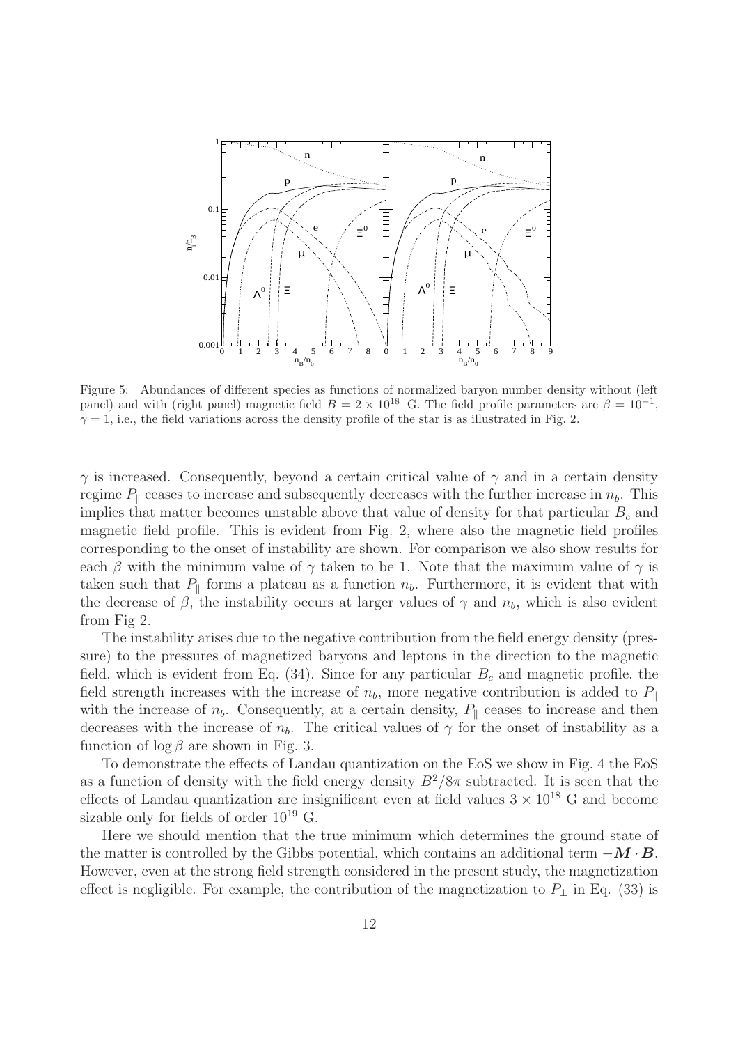Figure 5: Abundances of different species as functions of normalized baryon number density without (left panel) and with (right panel) magnetic field $B = 2 \times 10^{18}$ G. The field profile parameters are $\beta = 10^{-1}$, $\gamma = 1$, i.e., the field variations across the density profile of the star is as illustrated in Fig. 2.

$\gamma$ is increased. Consequently, beyond a certain critical value of $\gamma$ and in a certain density regime $P_\parallel$ ceases to increase and subsequently decreases with the further increase in $n_b$. This implies that matter becomes unstable above that value of density for that particular $B_c$ and magnetic field profile. This is evident from Fig. 2, where also the magnetic field profiles corresponding to the onset of instability are shown. For comparison we also show results for each $\beta$ with the minimum value of $\gamma$ taken to be 1. Note that the maximum value of $\gamma$ is taken such that $P_\parallel$ forms a plateau as a function $n_b$. Furthermore, it is evident that with the decrease of $\beta$, the instability occurs at larger values of $\gamma$ and $n_b$, which is also evident from Fig 2.

The instability arises due to the negative contribution from the field energy density (pressure) to the pressures of magnetized baryons and leptons in the direction to the magnetic field, which is evident from Eq. (34). Since for any particular $B_c$ and magnetic profile, the field strength increases with the increase of $n_b$, more negative contribution is added to $P_\parallel$ with the increase of $n_b$. Consequently, at a certain density, $P_\parallel$ ceases to increase and then decreases with the increase of $n_b$. The critical values of $\gamma$ for the onset of instability as a function of $\log \beta$ are shown in Fig. 3.

To demonstrate the effects of Landau quantization on the EoS we show in Fig. 4 the EoS as a function of density with the field energy density $B^2/8\pi$ subtracted. It is seen that the effects of Landau quantization are insignificant even at field values $3 \times 10^{18}$ G and become sizable only for fields of order $10^{19}$ G.

Here we should mention that the true minimum which determines the ground state of the matter is controlled by the Gibbs potential, which contains an additional term $-\boldsymbol{M} \cdot \boldsymbol{B}$. However, even at the strong field strength considered in the present study, the magnetization effect is negligible. For example, the contribution of the magnetization to $P_\perp$ in Eq. (33) is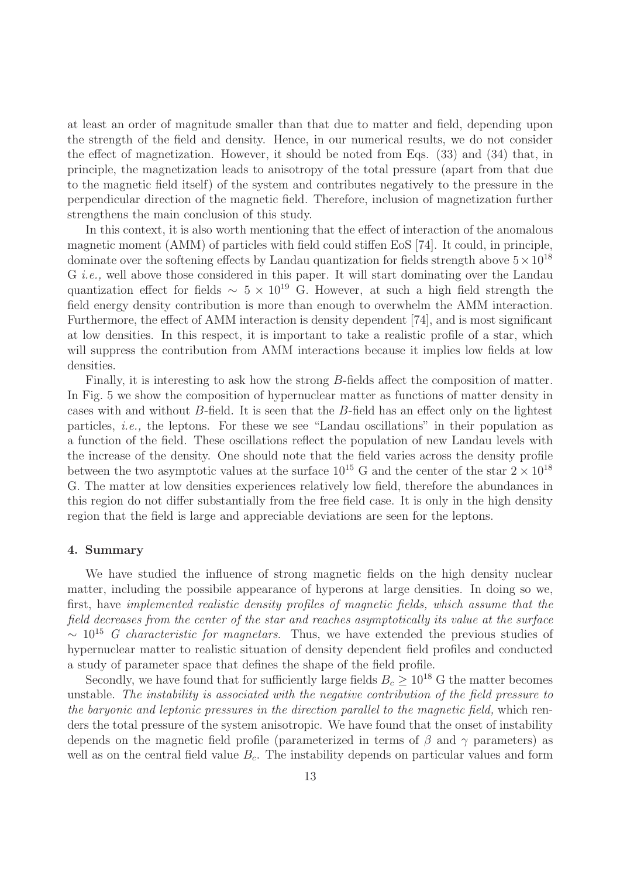at least an order of magnitude smaller than that due to matter and field, depending upon the strength of the field and density. Hence, in our numerical results, we do not consider the effect of magnetization. However, it should be noted from Eqs. (33) and (34) that, in principle, the magnetization leads to anisotropy of the total pressure (apart from that due to the magnetic field itself) of the system and contributes negatively to the pressure in the perpendicular direction of the magnetic field. Therefore, inclusion of magnetization further strengthens the main conclusion of this study.

In this context, it is also worth mentioning that the effect of interaction of the anomalous magnetic moment (AMM) of particles with field could stiffen EoS [74]. It could, in principle, dominate over the softening effects by Landau quantization for fields strength above $5 \times 10^{18}$ G *i.e.,* well above those considered in this paper. It will start dominating over the Landau quantization effect for fields $\sim 5 \times 10^{19}$ G. However, at such a high field strength the field energy density contribution is more than enough to overwhelm the AMM interaction. Furthermore, the effect of AMM interaction is density dependent [74], and is most significant at low densities. In this respect, it is important to take a realistic profile of a star, which will suppress the contribution from AMM interactions because it implies low fields at low densities.

Finally, it is interesting to ask how the strong $B$-fields affect the composition of matter. In Fig. 5 we show the composition of hypernuclear matter as functions of matter density in cases with and without $B$-field. It is seen that the $B$-field has an effect only on the lightest particles, *i.e.,* the leptons. For these we see "Landau oscillations" in their population as a function of the field. These oscillations reflect the population of new Landau levels with the increase of the density. One should note that the field varies across the density profile between the two asymptotic values at the surface $10^{15}$ G and the center of the star $2 \times 10^{18}$ G. The matter at low densities experiences relatively low field, therefore the abundances in this region do not differ substantially from the free field case. It is only in the high density region that the field is large and appreciable deviations are seen for the leptons.

### 4. Summary

We have studied the influence of strong magnetic fields on the high density nuclear matter, including the possibile appearance of hyperons at large densities. In doing so we, first, have *implemented realistic density profiles of magnetic fields, which assume that the field decreases from the center of the star and reaches asymptotically its value at the surface* $\sim 10^{15}$ *G characteristic for magnetars*. Thus, we have extended the previous studies of hypernuclear matter to realistic situation of density dependent field profiles and conducted a study of parameter space that defines the shape of the field profile.

Secondly, we have found that for sufficiently large fields $B_c \geq 10^{18}$ G the matter becomes unstable. *The instability is associated with the negative contribution of the field pressure to the baryonic and leptonic pressures in the direction parallel to the magnetic field,* which renders the total pressure of the system anisotropic. We have found that the onset of instability depends on the magnetic field profile (parameterized in terms of $\beta$ and $\gamma$ parameters) as well as on the central field value $B_c$. The instability depends on particular values and form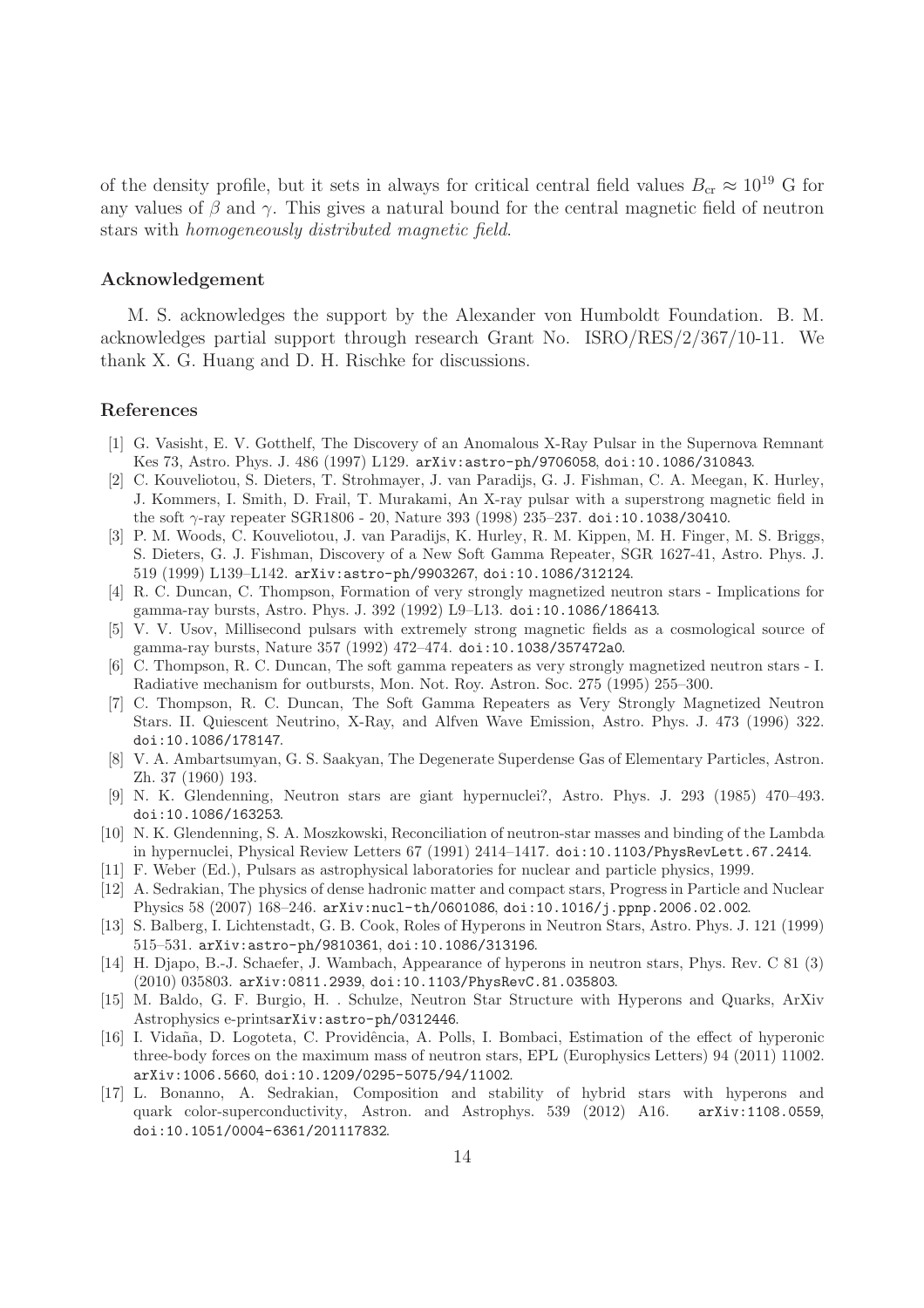of the density profile, but it sets in always for critical central field values $B_{\rm cr} \approx 10^{19}$ G for any values of $\beta$ and $\gamma$. This gives a natural bound for the central magnetic field of neutron stars with *homogeneously distributed magnetic field*.

## Acknowledgement

M. S. acknowledges the support by the Alexander von Humboldt Foundation. B. M. acknowledges partial support through research Grant No. ISRO/RES/2/367/10-11. We thank X. G. Huang and D. H. Rischke for discussions.

## References

[1] G. Vasisht, E. V. Gotthelf, The Discovery of an Anomalous X-Ray Pulsar in the Supernova Remnant Kes 73, Astro. Phys. J. 486 (1997) L129. arXiv:astro-ph/9706058, doi:10.1086/310843.

[2] C. Kouveliotou, S. Dieters, T. Strohmayer, J. van Paradijs, G. J. Fishman, C. A. Meegan, K. Hurley, J. Kommers, I. Smith, D. Frail, T. Murakami, An X-ray pulsar with a superstrong magnetic field in the soft $\gamma$-ray repeater SGR1806 - 20, Nature 393 (1998) 235–237. doi:10.1038/30410.

[3] P. M. Woods, C. Kouveliotou, J. van Paradijs, K. Hurley, R. M. Kippen, M. H. Finger, M. S. Briggs, S. Dieters, G. J. Fishman, Discovery of a New Soft Gamma Repeater, SGR 1627-41, Astro. Phys. J. 519 (1999) L139–L142. arXiv:astro-ph/9903267, doi:10.1086/312124.

[4] R. C. Duncan, C. Thompson, Formation of very strongly magnetized neutron stars - Implications for gamma-ray bursts, Astro. Phys. J. 392 (1992) L9–L13. doi:10.1086/186413.

[5] V. V. Usov, Millisecond pulsars with extremely strong magnetic fields as a cosmological source of gamma-ray bursts, Nature 357 (1992) 472–474. doi:10.1038/357472a0.

[6] C. Thompson, R. C. Duncan, The soft gamma repeaters as very strongly magnetized neutron stars - I. Radiative mechanism for outbursts, Mon. Not. Roy. Astron. Soc. 275 (1995) 255–300.

[7] C. Thompson, R. C. Duncan, The Soft Gamma Repeaters as Very Strongly Magnetized Neutron Stars. II. Quiescent Neutrino, X-Ray, and Alfven Wave Emission, Astro. Phys. J. 473 (1996) 322. doi:10.1086/178147.

[8] V. A. Ambartsumyan, G. S. Saakyan, The Degenerate Superdense Gas of Elementary Particles, Astron. Zh. 37 (1960) 193.

[9] N. K. Glendenning, Neutron stars are giant hypernuclei?, Astro. Phys. J. 293 (1985) 470–493. doi:10.1086/163253.

[10] N. K. Glendenning, S. A. Moszkowski, Reconciliation of neutron-star masses and binding of the Lambda in hypernuclei, Physical Review Letters 67 (1991) 2414–1417. doi:10.1103/PhysRevLett.67.2414.

[11] F. Weber (Ed.), Pulsars as astrophysical laboratories for nuclear and particle physics, 1999.

[12] A. Sedrakian, The physics of dense hadronic matter and compact stars, Progress in Particle and Nuclear Physics 58 (2007) 168–246. arXiv:nucl-th/0601086, doi:10.1016/j.ppnp.2006.02.002.

[13] S. Balberg, I. Lichtenstadt, G. B. Cook, Roles of Hyperons in Neutron Stars, Astro. Phys. J. 121 (1999) 515–531. arXiv:astro-ph/9810361, doi:10.1086/313196.

[14] H. Djapo, B.-J. Schaefer, J. Wambach, Appearance of hyperons in neutron stars, Phys. Rev. C 81 (3) (2010) 035803. arXiv:0811.2939, doi:10.1103/PhysRevC.81.035803.

[15] M. Baldo, G. F. Burgio, H. . Schulze, Neutron Star Structure with Hyperons and Quarks, ArXiv Astrophysics e-printsarXiv:astro-ph/0312446.

[16] I. Vidaña, D. Logoteta, C. Providência, A. Polls, I. Bombaci, Estimation of the effect of hyperonic three-body forces on the maximum mass of neutron stars, EPL (Europhysics Letters) 94 (2011) 11002. arXiv:1006.5660, doi:10.1209/0295-5075/94/11002.

[17] L. Bonanno, A. Sedrakian, Composition and stability of hybrid stars with hyperons and quark color-superconductivity, Astron. and Astrophys. 539 (2012) A16. arXiv:1108.0559, doi:10.1051/0004-6361/201117832.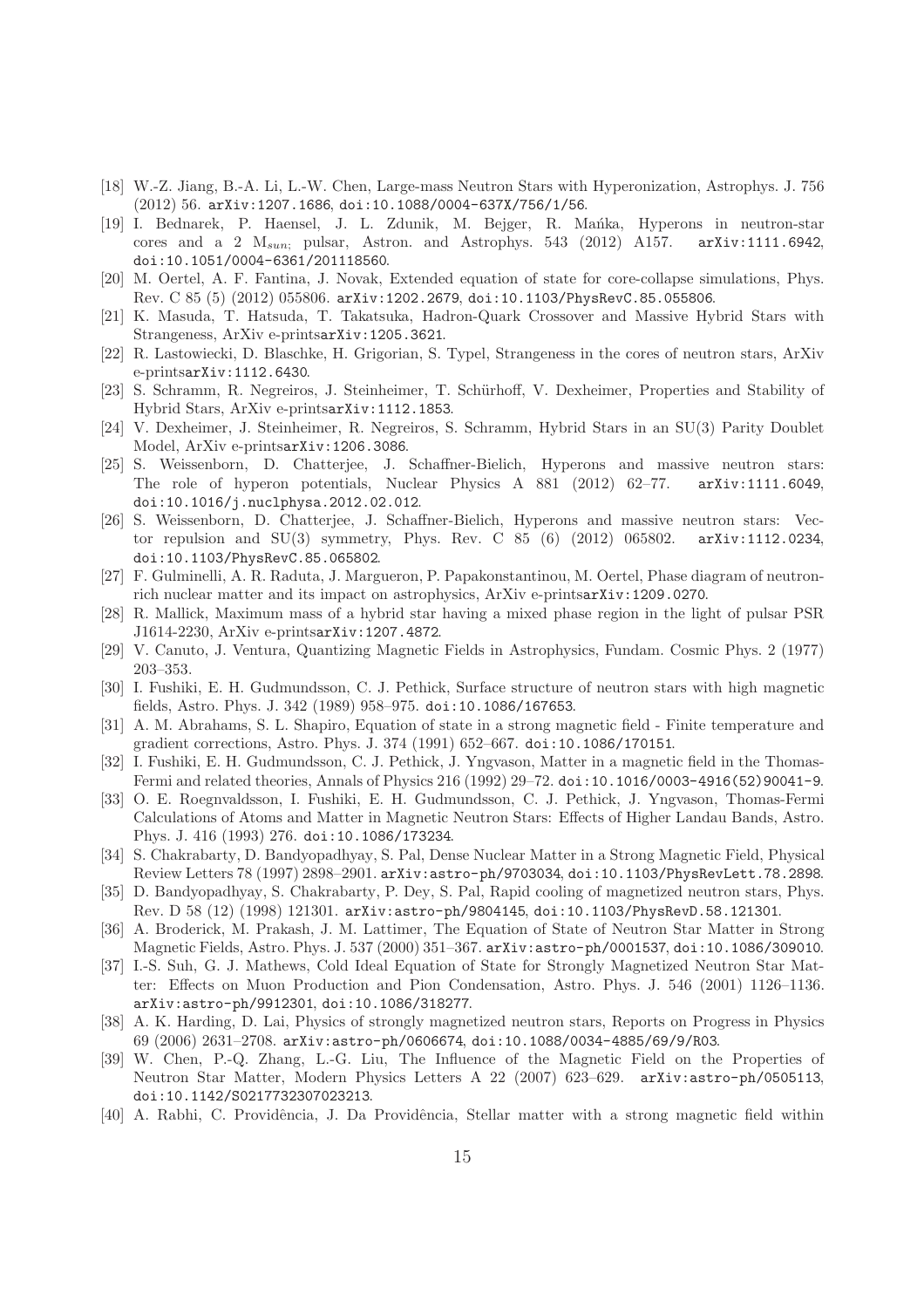[18] W.-Z. Jiang, B.-A. Li, L.-W. Chen, Large-mass Neutron Stars with Hyperonization, Astrophys. J. 756 (2012) 56. arXiv:1207.1686, doi:10.1088/0004-637X/756/1/56.

[19] I. Bednarek, P. Haensel, J. L. Zdunik, M. Bejger, R. Mańka, Hyperons in neutron-star cores and a 2 $M_{sun;}$ pulsar, Astron. and Astrophys. 543 (2012) A157. arXiv:1111.6942, doi:10.1051/0004-6361/201118560.

[20] M. Oertel, A. F. Fantina, J. Novak, Extended equation of state for core-collapse simulations, Phys. Rev. C 85 (5) (2012) 055806. arXiv:1202.2679, doi:10.1103/PhysRevC.85.055806.

[21] K. Masuda, T. Hatsuda, T. Takatsuka, Hadron-Quark Crossover and Massive Hybrid Stars with Strangeness, ArXiv e-printsarXiv:1205.3621.

[22] R. Lastowiecki, D. Blaschke, H. Grigorian, S. Typel, Strangeness in the cores of neutron stars, ArXiv e-printsarXiv:1112.6430.

[23] S. Schramm, R. Negreiros, J. Steinheimer, T. Schürhoff, V. Dexheimer, Properties and Stability of Hybrid Stars, ArXiv e-printsarXiv:1112.1853.

[24] V. Dexheimer, J. Steinheimer, R. Negreiros, S. Schramm, Hybrid Stars in an SU(3) Parity Doublet Model, ArXiv e-printsarXiv:1206.3086.

[25] S. Weissenborn, D. Chatterjee, J. Schaffner-Bielich, Hyperons and massive neutron stars: The role of hyperon potentials, Nuclear Physics A 881 (2012) 62–77. arXiv:1111.6049, doi:10.1016/j.nuclphysa.2012.02.012.

[26] S. Weissenborn, D. Chatterjee, J. Schaffner-Bielich, Hyperons and massive neutron stars: Vector repulsion and SU(3) symmetry, Phys. Rev. C 85 (6) (2012) 065802. arXiv:1112.0234, doi:10.1103/PhysRevC.85.065802.

[27] F. Gulminelli, A. R. Raduta, J. Margueron, P. Papakonstantinou, M. Oertel, Phase diagram of neutron-rich nuclear matter and its impact on astrophysics, ArXiv e-printsarXiv:1209.0270.

[28] R. Mallick, Maximum mass of a hybrid star having a mixed phase region in the light of pulsar PSR J1614-2230, ArXiv e-printsarXiv:1207.4872.

[29] V. Canuto, J. Ventura, Quantizing Magnetic Fields in Astrophysics, Fundam. Cosmic Phys. 2 (1977) 203–353.

[30] I. Fushiki, E. H. Gudmundsson, C. J. Pethick, Surface structure of neutron stars with high magnetic fields, Astro. Phys. J. 342 (1989) 958–975. doi:10.1086/167653.

[31] A. M. Abrahams, S. L. Shapiro, Equation of state in a strong magnetic field - Finite temperature and gradient corrections, Astro. Phys. J. 374 (1991) 652–667. doi:10.1086/170151.

[32] I. Fushiki, E. H. Gudmundsson, C. J. Pethick, J. Yngvason, Matter in a magnetic field in the Thomas-Fermi and related theories, Annals of Physics 216 (1992) 29–72. doi:10.1016/0003-4916(52)90041-9.

[33] O. E. Roegnvaldsson, I. Fushiki, E. H. Gudmundsson, C. J. Pethick, J. Yngvason, Thomas-Fermi Calculations of Atoms and Matter in Magnetic Neutron Stars: Effects of Higher Landau Bands, Astro. Phys. J. 416 (1993) 276. doi:10.1086/173234.

[34] S. Chakrabarty, D. Bandyopadhyay, S. Pal, Dense Nuclear Matter in a Strong Magnetic Field, Physical Review Letters 78 (1997) 2898–2901. arXiv:astro-ph/9703034, doi:10.1103/PhysRevLett.78.2898.

[35] D. Bandyopadhyay, S. Chakrabarty, P. Dey, S. Pal, Rapid cooling of magnetized neutron stars, Phys. Rev. D 58 (12) (1998) 121301. arXiv:astro-ph/9804145, doi:10.1103/PhysRevD.58.121301.

[36] A. Broderick, M. Prakash, J. M. Lattimer, The Equation of State of Neutron Star Matter in Strong Magnetic Fields, Astro. Phys. J. 537 (2000) 351–367. arXiv:astro-ph/0001537, doi:10.1086/309010.

[37] I.-S. Suh, G. J. Mathews, Cold Ideal Equation of State for Strongly Magnetized Neutron Star Matter: Effects on Muon Production and Pion Condensation, Astro. Phys. J. 546 (2001) 1126–1136. arXiv:astro-ph/9912301, doi:10.1086/318277.

[38] A. K. Harding, D. Lai, Physics of strongly magnetized neutron stars, Reports on Progress in Physics 69 (2006) 2631–2708. arXiv:astro-ph/0606674, doi:10.1088/0034-4885/69/9/R03.

[39] W. Chen, P.-Q. Zhang, L.-G. Liu, The Influence of the Magnetic Field on the Properties of Neutron Star Matter, Modern Physics Letters A 22 (2007) 623–629. arXiv:astro-ph/0505113, doi:10.1142/S0217732307023213.

[40] A. Rabhi, C. Providência, J. Da Providência, Stellar matter with a strong magnetic field within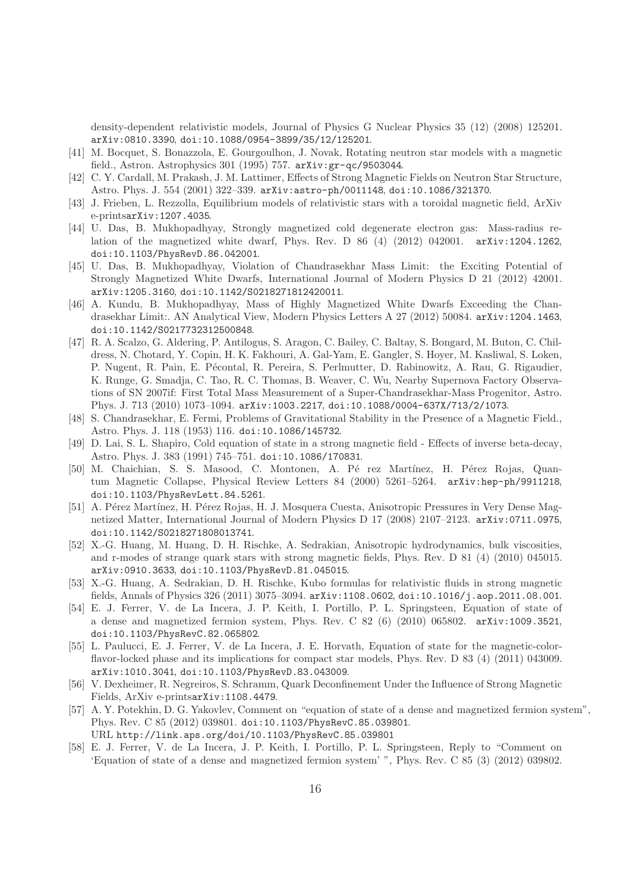density-dependent relativistic models, Journal of Physics G Nuclear Physics 35 (12) (2008) 125201. arXiv:0810.3390, doi:10.1088/0954-3899/35/12/125201.

[41] M. Bocquet, S. Bonazzola, E. Gourgoulhon, J. Novak, Rotating neutron star models with a magnetic field., Astron. Astrophysics 301 (1995) 757. arXiv:gr-qc/9503044.

[42] C. Y. Cardall, M. Prakash, J. M. Lattimer, Effects of Strong Magnetic Fields on Neutron Star Structure, Astro. Phys. J. 554 (2001) 322–339. arXiv:astro-ph/0011148, doi:10.1086/321370.

[43] J. Frieben, L. Rezzolla, Equilibrium models of relativistic stars with a toroidal magnetic field, ArXiv e-printsarXiv:1207.4035.

[44] U. Das, B. Mukhopadhyay, Strongly magnetized cold degenerate electron gas: Mass-radius relation of the magnetized white dwarf, Phys. Rev. D 86 (4) (2012) 042001. arXiv:1204.1262, doi:10.1103/PhysRevD.86.042001.

[45] U. Das, B. Mukhopadhyay, Violation of Chandrasekhar Mass Limit: the Exciting Potential of Strongly Magnetized White Dwarfs, International Journal of Modern Physics D 21 (2012) 42001. arXiv:1205.3160, doi:10.1142/S0218271812420011.

[46] A. Kundu, B. Mukhopadhyay, Mass of Highly Magnetized White Dwarfs Exceeding the Chandrasekhar Limit:. AN Analytical View, Modern Physics Letters A 27 (2012) 50084. arXiv:1204.1463, doi:10.1142/S0217732312500848.

[47] R. A. Scalzo, G. Aldering, P. Antilogus, S. Aragon, C. Bailey, C. Baltay, S. Bongard, M. Buton, C. Childress, N. Chotard, Y. Copin, H. K. Fakhouri, A. Gal-Yam, E. Gangler, S. Hoyer, M. Kasliwal, S. Loken, P. Nugent, R. Pain, E. Pécontal, R. Pereira, S. Perlmutter, D. Rabinowitz, A. Rau, G. Rigaudier, K. Runge, G. Smadja, C. Tao, R. C. Thomas, B. Weaver, C. Wu, Nearby Supernova Factory Observations of SN 2007if: First Total Mass Measurement of a Super-Chandrasekhar-Mass Progenitor, Astro. Phys. J. 713 (2010) 1073–1094. arXiv:1003.2217, doi:10.1088/0004-637X/713/2/1073.

[48] S. Chandrasekhar, E. Fermi, Problems of Gravitational Stability in the Presence of a Magnetic Field., Astro. Phys. J. 118 (1953) 116. doi:10.1086/145732.

[49] D. Lai, S. L. Shapiro, Cold equation of state in a strong magnetic field - Effects of inverse beta-decay, Astro. Phys. J. 383 (1991) 745–751. doi:10.1086/170831.

[50] M. Chaichian, S. S. Masood, C. Montonen, A. Pé rez Martínez, H. Pérez Rojas, Quantum Magnetic Collapse, Physical Review Letters 84 (2000) 5261–5264. arXiv:hep-ph/9911218, doi:10.1103/PhysRevLett.84.5261.

[51] A. Pérez Martínez, H. Pérez Rojas, H. J. Mosquera Cuesta, Anisotropic Pressures in Very Dense Magnetized Matter, International Journal of Modern Physics D 17 (2008) 2107–2123. arXiv:0711.0975, doi:10.1142/S0218271808013741.

[52] X.-G. Huang, M. Huang, D. H. Rischke, A. Sedrakian, Anisotropic hydrodynamics, bulk viscosities, and r-modes of strange quark stars with strong magnetic fields, Phys. Rev. D 81 (4) (2010) 045015. arXiv:0910.3633, doi:10.1103/PhysRevD.81.045015.

[53] X.-G. Huang, A. Sedrakian, D. H. Rischke, Kubo formulas for relativistic fluids in strong magnetic fields, Annals of Physics 326 (2011) 3075–3094. arXiv:1108.0602, doi:10.1016/j.aop.2011.08.001.

[54] E. J. Ferrer, V. de La Incera, J. P. Keith, I. Portillo, P. L. Springsteen, Equation of state of a dense and magnetized fermion system, Phys. Rev. C 82 (6) (2010) 065802. arXiv:1009.3521, doi:10.1103/PhysRevC.82.065802.

[55] L. Paulucci, E. J. Ferrer, V. de La Incera, J. E. Horvath, Equation of state for the magnetic-color-flavor-locked phase and its implications for compact star models, Phys. Rev. D 83 (4) (2011) 043009. arXiv:1010.3041, doi:10.1103/PhysRevD.83.043009.

[56] V. Dexheimer, R. Negreiros, S. Schramm, Quark Deconfinement Under the Influence of Strong Magnetic Fields, ArXiv e-printsarXiv:1108.4479.

[57] A. Y. Potekhin, D. G. Yakovlev, Comment on "equation of state of a dense and magnetized fermion system", Phys. Rev. C 85 (2012) 039801. doi:10.1103/PhysRevC.85.039801.
URL http://link.aps.org/doi/10.1103/PhysRevC.85.039801

[58] E. J. Ferrer, V. de La Incera, J. P. Keith, I. Portillo, P. L. Springsteen, Reply to "Comment on 'Equation of state of a dense and magnetized fermion system' ", Phys. Rev. C 85 (3) (2012) 039802.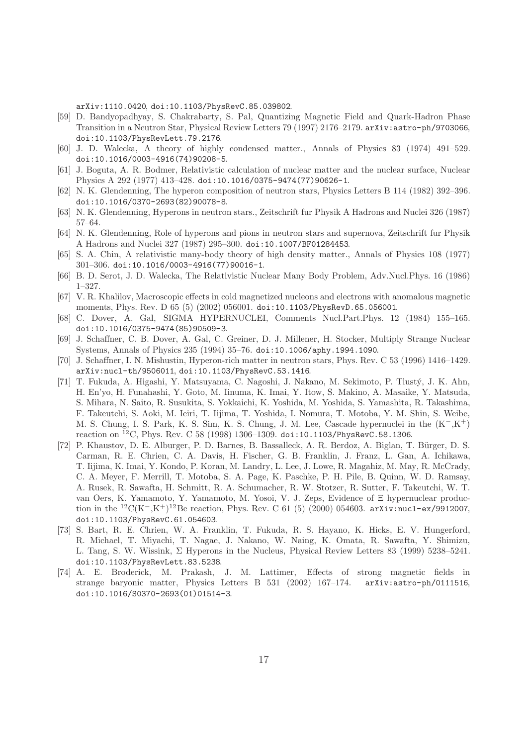arXiv:1110.0420, doi:10.1103/PhysRevC.85.039802.

[59] D. Bandyopadhyay, S. Chakrabarty, S. Pal, Quantizing Magnetic Field and Quark-Hadron Phase Transition in a Neutron Star, Physical Review Letters 79 (1997) 2176–2179. arXiv:astro-ph/9703066, doi:10.1103/PhysRevLett.79.2176.

[60] J. D. Walecka, A theory of highly condensed matter., Annals of Physics 83 (1974) 491–529. doi:10.1016/0003-4916(74)90208-5.

[61] J. Boguta, A. R. Bodmer, Relativistic calculation of nuclear matter and the nuclear surface, Nuclear Physics A 292 (1977) 413–428. doi:10.1016/0375-9474(77)90626-1.

[62] N. K. Glendenning, The hyperon composition of neutron stars, Physics Letters B 114 (1982) 392–396. doi:10.1016/0370-2693(82)90078-8.

[63] N. K. Glendenning, Hyperons in neutron stars., Zeitschrift fur Physik A Hadrons and Nuclei 326 (1987) 57–64.

[64] N. K. Glendenning, Role of hyperons and pions in neutron stars and supernova, Zeitschrift fur Physik A Hadrons and Nuclei 327 (1987) 295–300. doi:10.1007/BF01284453.

[65] S. A. Chin, A relativistic many-body theory of high density matter., Annals of Physics 108 (1977) 301–306. doi:10.1016/0003-4916(77)90016-1.

[66] B. D. Serot, J. D. Walecka, The Relativistic Nuclear Many Body Problem, Adv.Nucl.Phys. 16 (1986) 1–327.

[67] V. R. Khalilov, Macroscopic effects in cold magnetized nucleons and electrons with anomalous magnetic moments, Phys. Rev. D 65 (5) (2002) 056001. doi:10.1103/PhysRevD.65.056001.

[68] C. Dover, A. Gal, SIGMA HYPERNUCLEI, Comments Nucl.Part.Phys. 12 (1984) 155–165. doi:10.1016/0375-9474(85)90509-3.

[69] J. Schaffner, C. B. Dover, A. Gal, C. Greiner, D. J. Millener, H. Stocker, Multiply Strange Nuclear Systems, Annals of Physics 235 (1994) 35–76. doi:10.1006/aphy.1994.1090.

[70] J. Schaffner, I. N. Mishustin, Hyperon-rich matter in neutron stars, Phys. Rev. C 53 (1996) 1416–1429. arXiv:nucl-th/9506011, doi:10.1103/PhysRevC.53.1416.

[71] T. Fukuda, A. Higashi, Y. Matsuyama, C. Nagoshi, J. Nakano, M. Sekimoto, P. Tlustý, J. K. Ahn, H. En'yo, H. Funahashi, Y. Goto, M. Iinuma, K. Imai, Y. Itow, S. Makino, A. Masaike, Y. Matsuda, S. Mihara, N. Saito, R. Susukita, S. Yokkaichi, K. Yoshida, M. Yoshida, S. Yamashita, R. Takashima, F. Takeutchi, S. Aoki, M. Ieiri, T. Iijima, T. Yoshida, I. Nomura, T. Motoba, Y. M. Shin, S. Weibe, M. S. Chung, I. S. Park, K. S. Sim, K. S. Chung, J. M. Lee, Cascade hypernuclei in the ($K^-$,$K^+$) reaction on $^{12}$C, Phys. Rev. C 58 (1998) 1306–1309. doi:10.1103/PhysRevC.58.1306.

[72] P. Khaustov, D. E. Alburger, P. D. Barnes, B. Bassalleck, A. R. Berdoz, A. Biglan, T. Bürger, D. S. Carman, R. E. Chrien, C. A. Davis, H. Fischer, G. B. Franklin, J. Franz, L. Gan, A. Ichikawa, T. Iijima, K. Imai, Y. Kondo, P. Koran, M. Landry, L. Lee, J. Lowe, R. Magahiz, M. May, R. McCrady, C. A. Meyer, F. Merrill, T. Motoba, S. A. Page, K. Paschke, P. H. Pile, B. Quinn, W. D. Ramsay, A. Rusek, R. Sawafta, H. Schmitt, R. A. Schumacher, R. W. Stotzer, R. Sutter, F. Takeutchi, W. T. van Oers, K. Yamamoto, Y. Yamamoto, M. Yosoi, V. J. Zeps, Evidence of $\Xi$ hypernuclear production in the $^{12}$C($K^-$,$K^+$)$^{12}$Be reaction, Phys. Rev. C 61 (5) (2000) 054603. arXiv:nucl-ex/9912007, doi:10.1103/PhysRevC.61.054603.

[73] S. Bart, R. E. Chrien, W. A. Franklin, T. Fukuda, R. S. Hayano, K. Hicks, E. V. Hungerford, R. Michael, T. Miyachi, T. Nagae, J. Nakano, W. Naing, K. Omata, R. Sawafta, Y. Shimizu, L. Tang, S. W. Wissink, $\Sigma$ Hyperons in the Nucleus, Physical Review Letters 83 (1999) 5238–5241. doi:10.1103/PhysRevLett.83.5238.

[74] A. E. Broderick, M. Prakash, J. M. Lattimer, Effects of strong magnetic fields in strange baryonic matter, Physics Letters B 531 (2002) 167–174. arXiv:astro-ph/0111516, doi:10.1016/S0370-2693(01)01514-3.